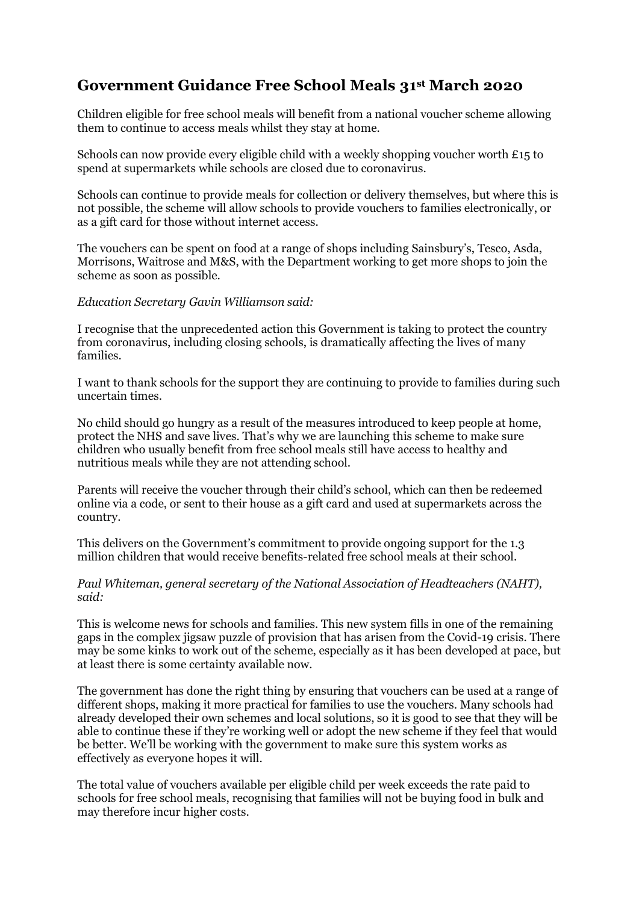# Government Guidance Free School Meals 31st March 2020

Children eligible for free school meals will benefit from a national voucher scheme allowing them to continue to access meals whilst they stay at home.

Schools can now provide every eligible child with a weekly shopping voucher worth £15 to spend at supermarkets while schools are closed due to coronavirus.

Schools can continue to provide meals for collection or delivery themselves, but where this is not possible, the scheme will allow schools to provide vouchers to families electronically, or as a gift card for those without internet access.

The vouchers can be spent on food at a range of shops including Sainsbury's, Tesco, Asda, Morrisons, Waitrose and M&S, with the Department working to get more shops to join the scheme as soon as possible.

*Education Secretary Gavin Williamson said:*

I recognise that the unprecedented action this Government is taking to protect the country from coronavirus, including closing schools, is dramatically affecting the lives of many families.

I want to thank schools for the support they are continuing to provide to families during such uncertain times.

No child should go hungry as a result of the measures introduced to keep people at home, protect the NHS and save lives. That's why we are launching this scheme to make sure children who usually benefit from free school meals still have access to healthy and nutritious meals while they are not attending school.

Parents will receive the voucher through their child's school, which can then be redeemed online via a code, or sent to their house as a gift card and used at supermarkets across the country.

This delivers on the Government's commitment to provide ongoing support for the 1.3 million children that would receive benefits-related free school meals at their school.

*Paul Whiteman, general secretary of the National Association of Headteachers (NAHT), said:*

This is welcome news for schools and families. This new system fills in one of the remaining gaps in the complex jigsaw puzzle of provision that has arisen from the Covid-19 crisis. There may be some kinks to work out of the scheme, especially as it has been developed at pace, but at least there is some certainty available now.

The government has done the right thing by ensuring that vouchers can be used at a range of different shops, making it more practical for families to use the vouchers. Many schools had already developed their own schemes and local solutions, so it is good to see that they will be able to continue these if they're working well or adopt the new scheme if they feel that would be better. We'll be working with the government to make sure this system works as effectively as everyone hopes it will.

The total value of vouchers available per eligible child per week exceeds the rate paid to schools for free school meals, recognising that families will not be buying food in bulk and may therefore incur higher costs.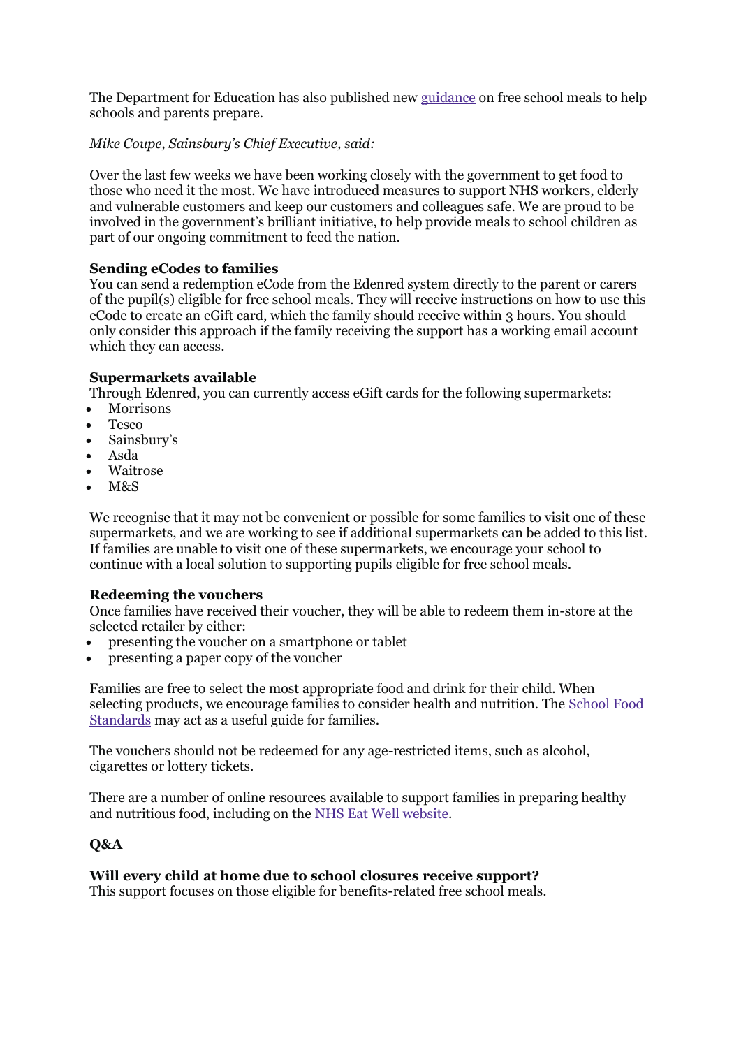The Department for Education has also published new [guidance](guidance) on free school meals to help schools and parents prepare.

*Mike Coupe, Sainsbury's Chief Executive, said:*

Over the last few weeks we have been working closely with the government to get food to those who need it the most. We have introduced measures to support NHS workers, elderly and vulnerable customers and keep our customers and colleagues safe. We are proud to be involved in the government's brilliant initiative, to help provide meals to school children as part of our ongoing commitment to feed the nation.

**Sending eCodes to families**

You can send a redemption eCode from the Edenred system directly to the parent or carers of the pupil(s) eligible for free school meals. They will receive instructions on how to use this eCode to create an eGift card, which the family should receive within 3 hours. You should only consider this approach if the family receiving the support has a working email account which they can access.

**Supermarkets available**

Through Edenred, you can currently access eGift cards for the following supermarkets:

- Morrisons
- Tesco
- Sainsbury's
- Asda
- Waitrose
- M&S

We recognise that it may not be convenient or possible for some families to visit one of these supermarkets, and we are working to see if additional supermarkets can be added to this list. If families are unable to visit one of these supermarkets, we encourage your school to continue with a local solution to supporting pupils eligible for free school meals.

**Redeeming the vouchers**

Once families have received their voucher, they will be able to redeem them in-store at the selected retailer by either:

- presenting the voucher on a smartphone or tablet
- presenting a paper copy of the voucher

Families are free to select the most appropriate food and drink for their child. When selecting products, we encourage families to consider health and nutrition. The School Food Standards may act as a useful guide for families.

The vouchers should not be redeemed for any age-restricted items, such as alcohol, cigarettes or lottery tickets.

There are a number of online resources available to support families in preparing healthy and nutritious food, including on the NHS Eat Well website.

**Q&A**

**Will every child at home due to school closures receive support?**

This support focuses on those eligible for benefits-related free school meals.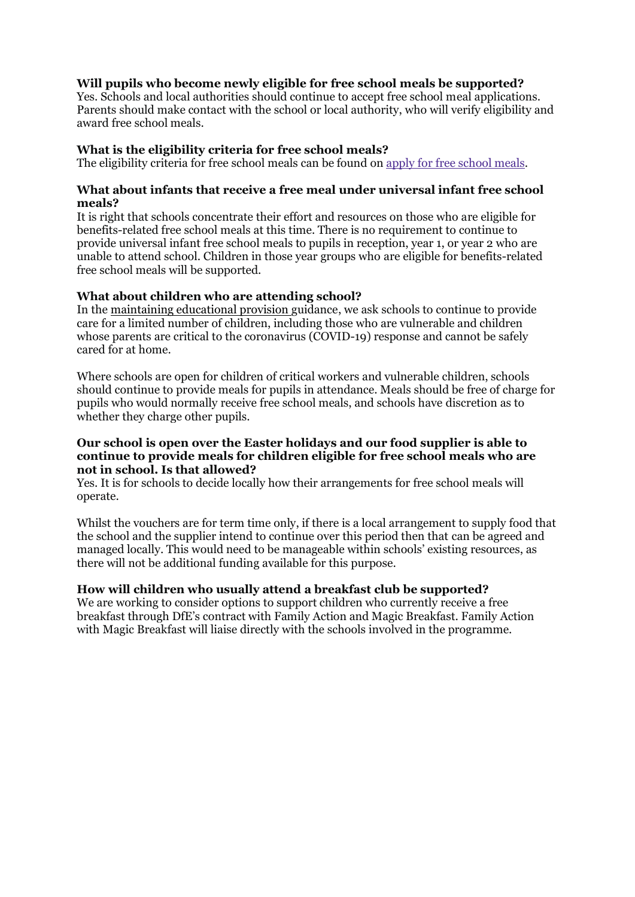**Will pupils who become newly eligible for free school meals be supported?**
Yes. Schools and local authorities should continue to accept free school meal applications. Parents should make contact with the school or local authority, who will verify eligibility and award free school meals.

**What is the eligibility criteria for free school meals?**
The eligibility criteria for free school meals can be found on [apply for free school meals](apply for free school meals).

**What about infants that receive a free meal under universal infant free school meals?**
It is right that schools concentrate their effort and resources on those who are eligible for benefits-related free school meals at this time. There is no requirement to continue to provide universal infant free school meals to pupils in reception, year 1, or year 2 who are unable to attend school. Children in those year groups who are eligible for benefits-related free school meals will be supported.

**What about children who are attending school?**
In the maintaining educational provision guidance, we ask schools to continue to provide care for a limited number of children, including those who are vulnerable and children whose parents are critical to the coronavirus (COVID-19) response and cannot be safely cared for at home.

Where schools are open for children of critical workers and vulnerable children, schools should continue to provide meals for pupils in attendance. Meals should be free of charge for pupils who would normally receive free school meals, and schools have discretion as to whether they charge other pupils.

**Our school is open over the Easter holidays and our food supplier is able to continue to provide meals for children eligible for free school meals who are not in school. Is that allowed?**
Yes. It is for schools to decide locally how their arrangements for free school meals will operate.

Whilst the vouchers are for term time only, if there is a local arrangement to supply food that the school and the supplier intend to continue over this period then that can be agreed and managed locally. This would need to be manageable within schools' existing resources, as there will not be additional funding available for this purpose.

**How will children who usually attend a breakfast club be supported?**
We are working to consider options to support children who currently receive a free breakfast through DfE's contract with Family Action and Magic Breakfast. Family Action with Magic Breakfast will liaise directly with the schools involved in the programme.